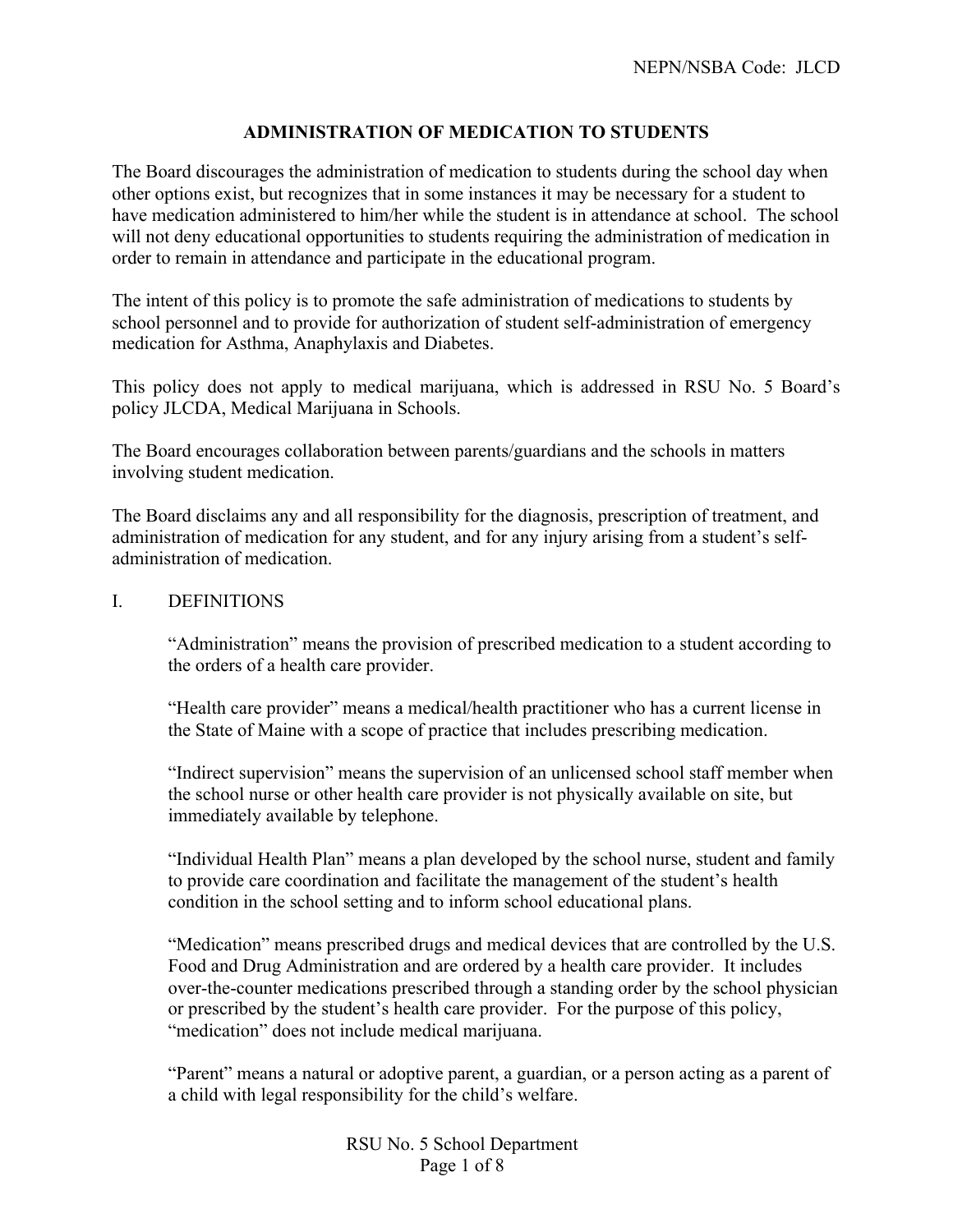# ADMINISTRATION OF MEDICATION TO STUDENTS

The Board discourages the administration of medication to students during the school day when other options exist, but recognizes that in some instances it may be necessary for a student to have medication administered to him/her while the student is in attendance at school. The school will not deny educational opportunities to students requiring the administration of medication in order to remain in attendance and participate in the educational program.

The intent of this policy is to promote the safe administration of medications to students by school personnel and to provide for authorization of student self-administration of emergency medication for Asthma, Anaphylaxis and Diabetes.

This policy does not apply to medical marijuana, which is addressed in RSU No. 5 Board's policy JLCDA, Medical Marijuana in Schools.

The Board encourages collaboration between parents/guardians and the schools in matters involving student medication.

The Board disclaims any and all responsibility for the diagnosis, prescription of treatment, and administration of medication for any student, and for any injury arising from a student's self-administration of medication.

## I. DEFINITIONS

"Administration" means the provision of prescribed medication to a student according to the orders of a health care provider.

"Health care provider" means a medical/health practitioner who has a current license in the State of Maine with a scope of practice that includes prescribing medication.

"Indirect supervision" means the supervision of an unlicensed school staff member when the school nurse or other health care provider is not physically available on site, but immediately available by telephone.

"Individual Health Plan" means a plan developed by the school nurse, student and family to provide care coordination and facilitate the management of the student's health condition in the school setting and to inform school educational plans.

"Medication" means prescribed drugs and medical devices that are controlled by the U.S. Food and Drug Administration and are ordered by a health care provider. It includes over-the-counter medications prescribed through a standing order by the school physician or prescribed by the student's health care provider. For the purpose of this policy, "medication" does not include medical marijuana.

"Parent" means a natural or adoptive parent, a guardian, or a person acting as a parent of a child with legal responsibility for the child's welfare.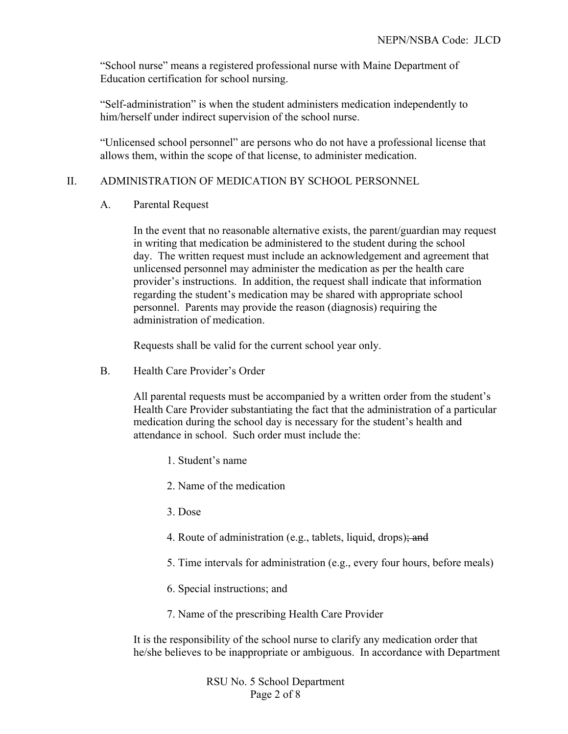"School nurse" means a registered professional nurse with Maine Department of Education certification for school nursing.

"Self-administration" is when the student administers medication independently to him/herself under indirect supervision of the school nurse.

"Unlicensed school personnel" are persons who do not have a professional license that allows them, within the scope of that license, to administer medication.

## II. ADMINISTRATION OF MEDICATION BY SCHOOL PERSONNEL

### A. Parental Request

In the event that no reasonable alternative exists, the parent/guardian may request in writing that medication be administered to the student during the school day. The written request must include an acknowledgement and agreement that unlicensed personnel may administer the medication as per the health care provider's instructions. In addition, the request shall indicate that information regarding the student's medication may be shared with appropriate school personnel. Parents may provide the reason (diagnosis) requiring the administration of medication.

Requests shall be valid for the current school year only.

### B. Health Care Provider's Order

All parental requests must be accompanied by a written order from the student's Health Care Provider substantiating the fact that the administration of a particular medication during the school day is necessary for the student's health and attendance in school. Such order must include the:

1. Student's name
2. Name of the medication
3. Dose
4. Route of administration (e.g., tablets, liquid, drops)~~; and~~
5. Time intervals for administration (e.g., every four hours, before meals)
6. Special instructions; and
7. Name of the prescribing Health Care Provider

It is the responsibility of the school nurse to clarify any medication order that he/she believes to be inappropriate or ambiguous. In accordance with Department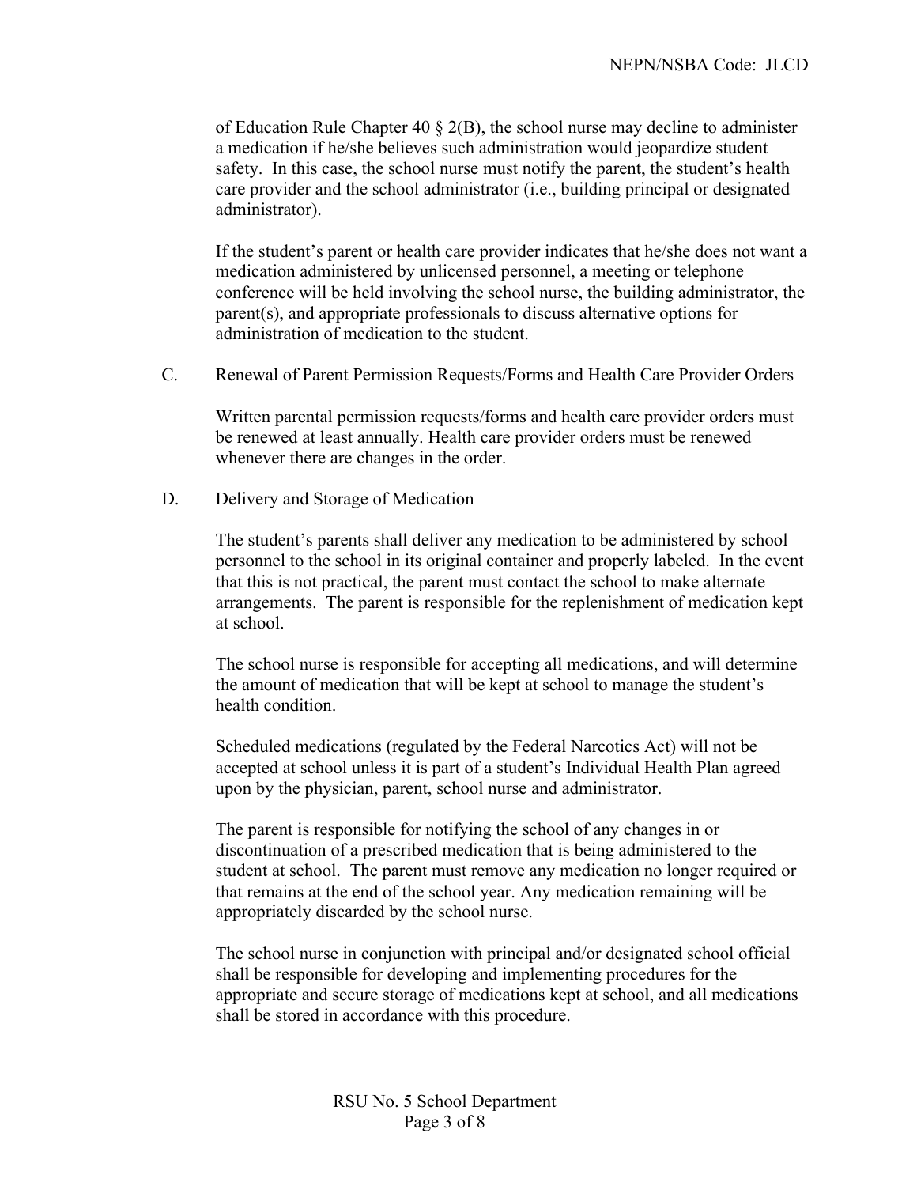of Education Rule Chapter 40 § 2(B), the school nurse may decline to administer a medication if he/she believes such administration would jeopardize student safety. In this case, the school nurse must notify the parent, the student's health care provider and the school administrator (i.e., building principal or designated administrator).

If the student's parent or health care provider indicates that he/she does not want a medication administered by unlicensed personnel, a meeting or telephone conference will be held involving the school nurse, the building administrator, the parent(s), and appropriate professionals to discuss alternative options for administration of medication to the student.

C. Renewal of Parent Permission Requests/Forms and Health Care Provider Orders

Written parental permission requests/forms and health care provider orders must be renewed at least annually. Health care provider orders must be renewed whenever there are changes in the order.

D. Delivery and Storage of Medication

The student's parents shall deliver any medication to be administered by school personnel to the school in its original container and properly labeled. In the event that this is not practical, the parent must contact the school to make alternate arrangements. The parent is responsible for the replenishment of medication kept at school.

The school nurse is responsible for accepting all medications, and will determine the amount of medication that will be kept at school to manage the student's health condition.

Scheduled medications (regulated by the Federal Narcotics Act) will not be accepted at school unless it is part of a student's Individual Health Plan agreed upon by the physician, parent, school nurse and administrator.

The parent is responsible for notifying the school of any changes in or discontinuation of a prescribed medication that is being administered to the student at school. The parent must remove any medication no longer required or that remains at the end of the school year. Any medication remaining will be appropriately discarded by the school nurse.

The school nurse in conjunction with principal and/or designated school official shall be responsible for developing and implementing procedures for the appropriate and secure storage of medications kept at school, and all medications shall be stored in accordance with this procedure.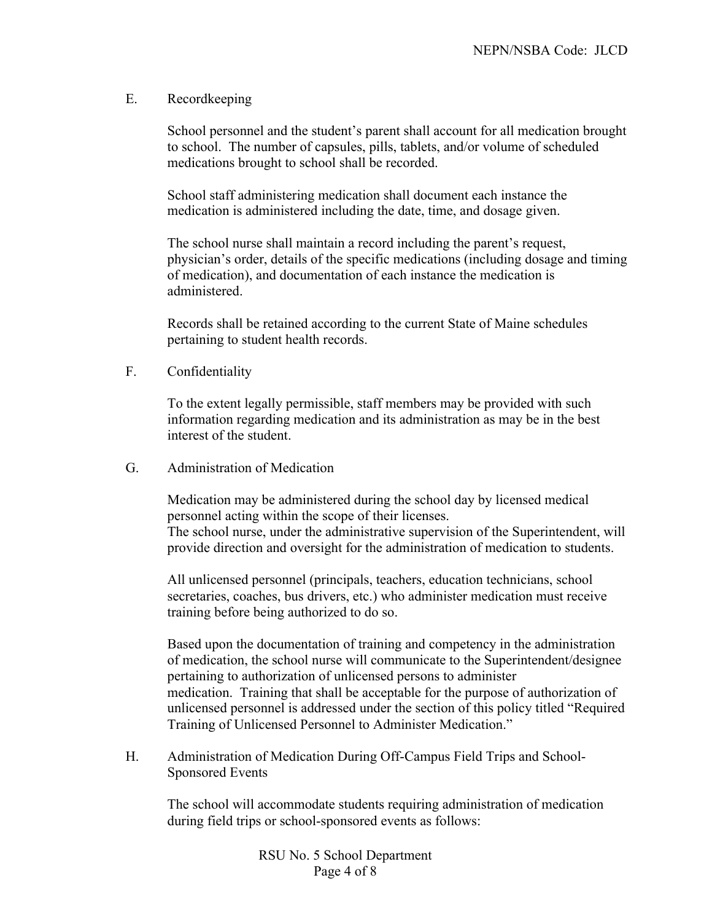E. Recordkeeping

School personnel and the student's parent shall account for all medication brought to school. The number of capsules, pills, tablets, and/or volume of scheduled medications brought to school shall be recorded.

School staff administering medication shall document each instance the medication is administered including the date, time, and dosage given.

The school nurse shall maintain a record including the parent's request, physician's order, details of the specific medications (including dosage and timing of medication), and documentation of each instance the medication is administered.

Records shall be retained according to the current State of Maine schedules pertaining to student health records.

F. Confidentiality

To the extent legally permissible, staff members may be provided with such information regarding medication and its administration as may be in the best interest of the student.

G. Administration of Medication

Medication may be administered during the school day by licensed medical personnel acting within the scope of their licenses.
The school nurse, under the administrative supervision of the Superintendent, will provide direction and oversight for the administration of medication to students.

All unlicensed personnel (principals, teachers, education technicians, school secretaries, coaches, bus drivers, etc.) who administer medication must receive training before being authorized to do so.

Based upon the documentation of training and competency in the administration of medication, the school nurse will communicate to the Superintendent/designee pertaining to authorization of unlicensed persons to administer medication. Training that shall be acceptable for the purpose of authorization of unlicensed personnel is addressed under the section of this policy titled "Required Training of Unlicensed Personnel to Administer Medication."

H. Administration of Medication During Off-Campus Field Trips and School-Sponsored Events

The school will accommodate students requiring administration of medication during field trips or school-sponsored events as follows: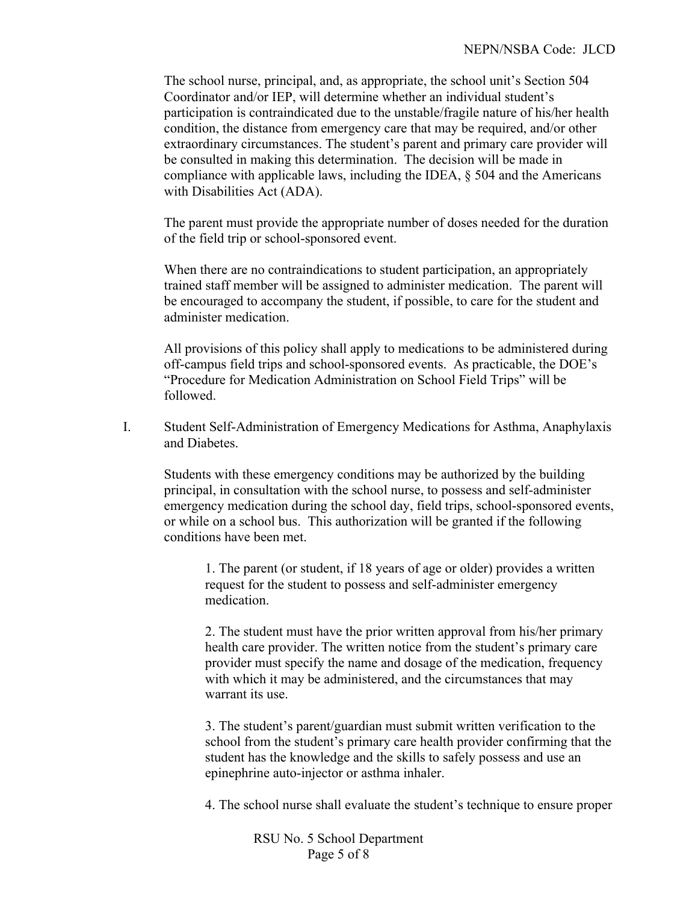The school nurse, principal, and, as appropriate, the school unit's Section 504 Coordinator and/or IEP, will determine whether an individual student's participation is contraindicated due to the unstable/fragile nature of his/her health condition, the distance from emergency care that may be required, and/or other extraordinary circumstances. The student's parent and primary care provider will be consulted in making this determination. The decision will be made in compliance with applicable laws, including the IDEA, § 504 and the Americans with Disabilities Act (ADA).

The parent must provide the appropriate number of doses needed for the duration of the field trip or school-sponsored event.

When there are no contraindications to student participation, an appropriately trained staff member will be assigned to administer medication. The parent will be encouraged to accompany the student, if possible, to care for the student and administer medication.

All provisions of this policy shall apply to medications to be administered during off-campus field trips and school-sponsored events. As practicable, the DOE's "Procedure for Medication Administration on School Field Trips" will be followed.

I. Student Self-Administration of Emergency Medications for Asthma, Anaphylaxis and Diabetes.

Students with these emergency conditions may be authorized by the building principal, in consultation with the school nurse, to possess and self-administer emergency medication during the school day, field trips, school-sponsored events, or while on a school bus. This authorization will be granted if the following conditions have been met.

1. The parent (or student, if 18 years of age or older) provides a written request for the student to possess and self-administer emergency medication.

2. The student must have the prior written approval from his/her primary health care provider. The written notice from the student's primary care provider must specify the name and dosage of the medication, frequency with which it may be administered, and the circumstances that may warrant its use.

3. The student's parent/guardian must submit written verification to the school from the student's primary care health provider confirming that the student has the knowledge and the skills to safely possess and use an epinephrine auto-injector or asthma inhaler.

4. The school nurse shall evaluate the student's technique to ensure proper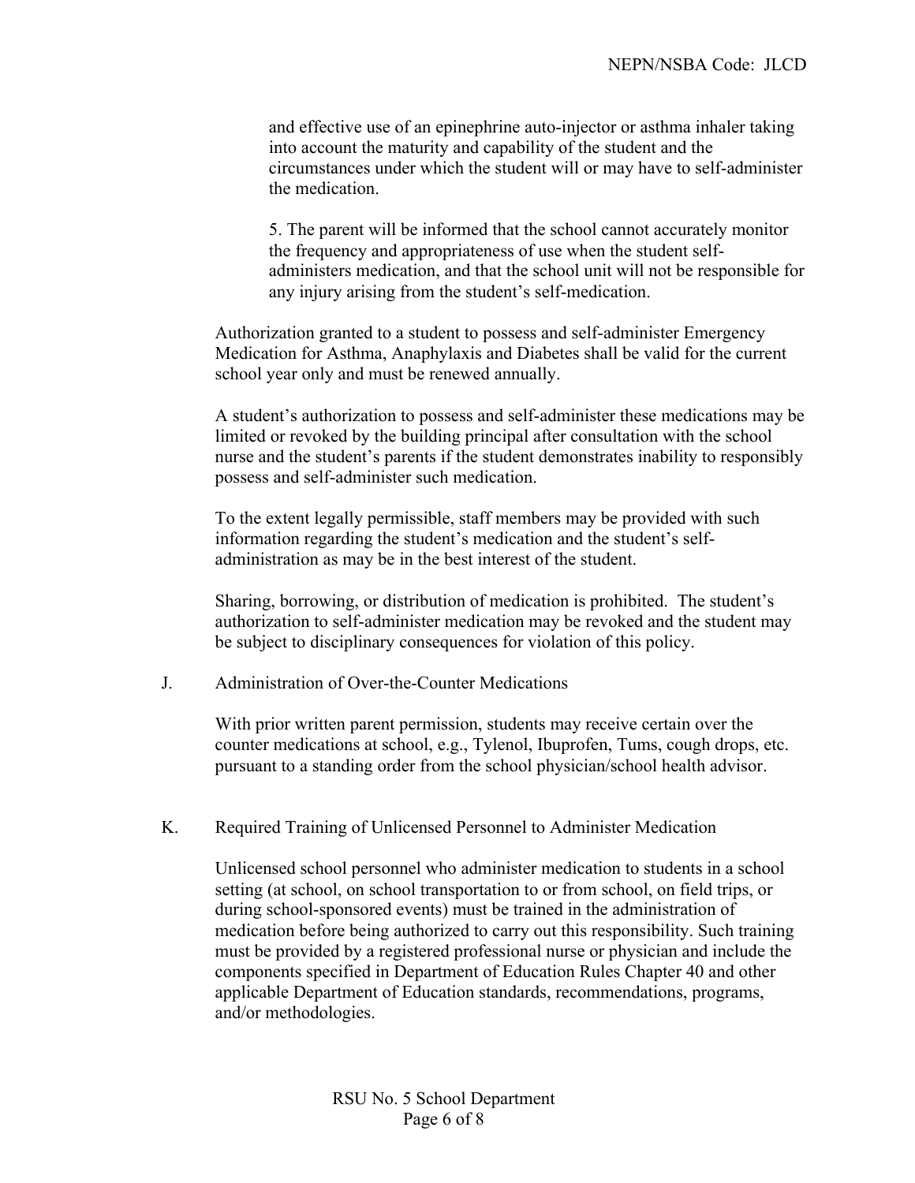and effective use of an epinephrine auto-injector or asthma inhaler taking into account the maturity and capability of the student and the circumstances under which the student will or may have to self-administer the medication.

5. The parent will be informed that the school cannot accurately monitor the frequency and appropriateness of use when the student self-administers medication, and that the school unit will not be responsible for any injury arising from the student's self-medication.

Authorization granted to a student to possess and self-administer Emergency Medication for Asthma, Anaphylaxis and Diabetes shall be valid for the current school year only and must be renewed annually.

A student's authorization to possess and self-administer these medications may be limited or revoked by the building principal after consultation with the school nurse and the student's parents if the student demonstrates inability to responsibly possess and self-administer such medication.

To the extent legally permissible, staff members may be provided with such information regarding the student's medication and the student's self-administration as may be in the best interest of the student.

Sharing, borrowing, or distribution of medication is prohibited. The student's authorization to self-administer medication may be revoked and the student may be subject to disciplinary consequences for violation of this policy.

## J. Administration of Over-the-Counter Medications

With prior written parent permission, students may receive certain over the counter medications at school, e.g., Tylenol, Ibuprofen, Tums, cough drops, etc. pursuant to a standing order from the school physician/school health advisor.

## K. Required Training of Unlicensed Personnel to Administer Medication

Unlicensed school personnel who administer medication to students in a school setting (at school, on school transportation to or from school, on field trips, or during school-sponsored events) must be trained in the administration of medication before being authorized to carry out this responsibility. Such training must be provided by a registered professional nurse or physician and include the components specified in Department of Education Rules Chapter 40 and other applicable Department of Education standards, recommendations, programs, and/or methodologies.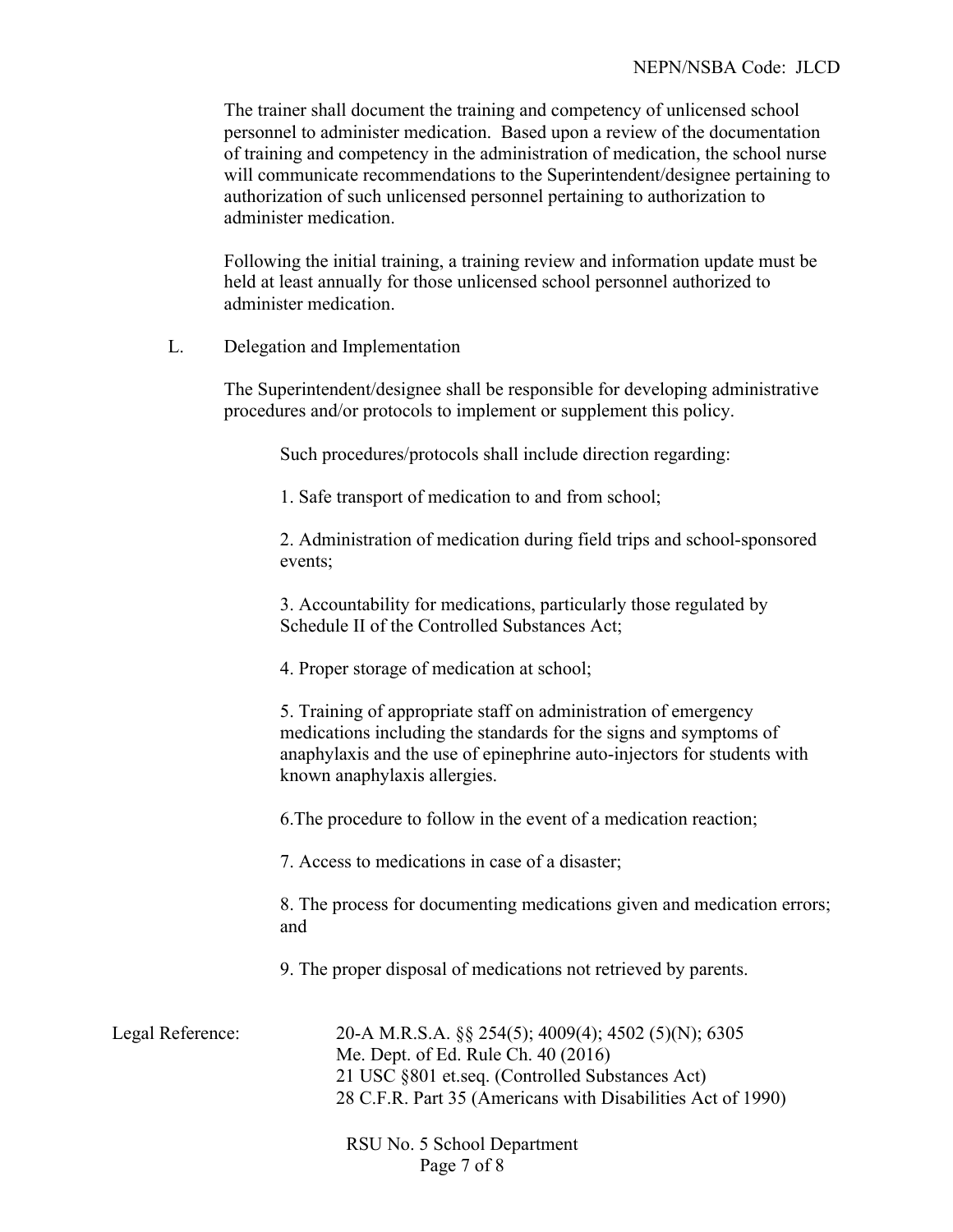The trainer shall document the training and competency of unlicensed school personnel to administer medication. Based upon a review of the documentation of training and competency in the administration of medication, the school nurse will communicate recommendations to the Superintendent/designee pertaining to authorization of such unlicensed personnel pertaining to authorization to administer medication.

Following the initial training, a training review and information update must be held at least annually for those unlicensed school personnel authorized to administer medication.

L. Delegation and Implementation

The Superintendent/designee shall be responsible for developing administrative procedures and/or protocols to implement or supplement this policy.

Such procedures/protocols shall include direction regarding:

1. Safe transport of medication to and from school;

2. Administration of medication during field trips and school-sponsored events;

3. Accountability for medications, particularly those regulated by Schedule II of the Controlled Substances Act;

4. Proper storage of medication at school;

5. Training of appropriate staff on administration of emergency medications including the standards for the signs and symptoms of anaphylaxis and the use of epinephrine auto-injectors for students with known anaphylaxis allergies.

6.The procedure to follow in the event of a medication reaction;

7. Access to medications in case of a disaster;

8. The process for documenting medications given and medication errors; and

9. The proper disposal of medications not retrieved by parents.

Legal Reference:

20-A M.R.S.A. §§ 254(5); 4009(4); 4502 (5)(N); 6305
Me. Dept. of Ed. Rule Ch. 40 (2016)
21 USC §801 et.seq. (Controlled Substances Act)
28 C.F.R. Part 35 (Americans with Disabilities Act of 1990)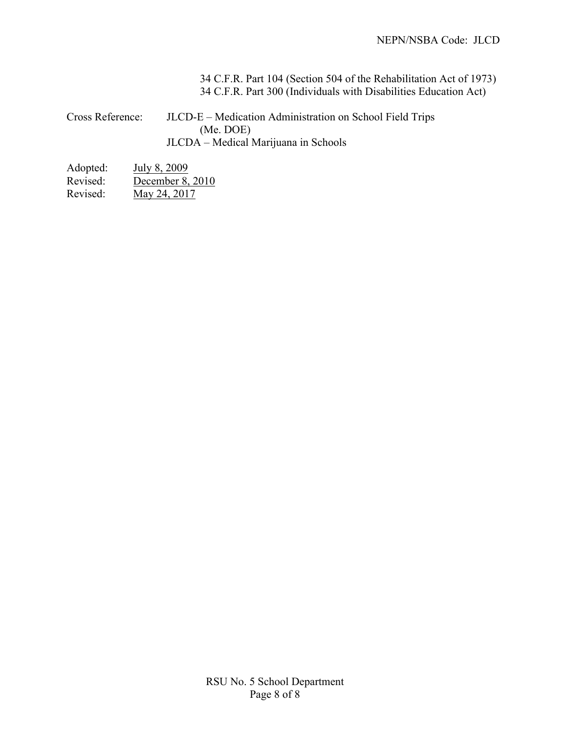34 C.F.R. Part 104 (Section 504 of the Rehabilitation Act of 1973)
34 C.F.R. Part 300 (Individuals with Disabilities Education Act)

Cross Reference: JLCD-E – Medication Administration on School Field Trips (Me. DOE)
JLCDA – Medical Marijuana in Schools

Adopted: July 8, 2009
Revised: December 8, 2010
Revised: May 24, 2017